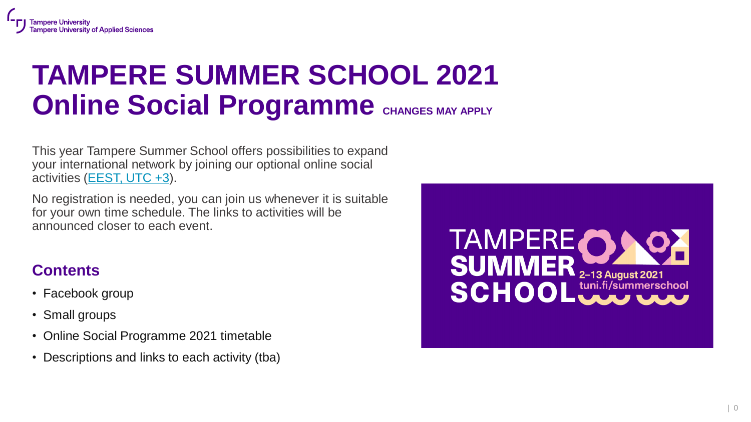# TAMPERE SUMMER SCHOOL 2021
# Online Social Programme CHANGES MAY APPLY

This year Tampere Summer School offers possibilities to expand your international network by joining our optional online social activities (EEST, UTC +3).

No registration is needed, you can join us whenever it is suitable for your own time schedule. The links to activities will be announced closer to each event.

## Contents

- Facebook group
- Small groups
- Online Social Programme 2021 timetable
- Descriptions and links to each activity (tba)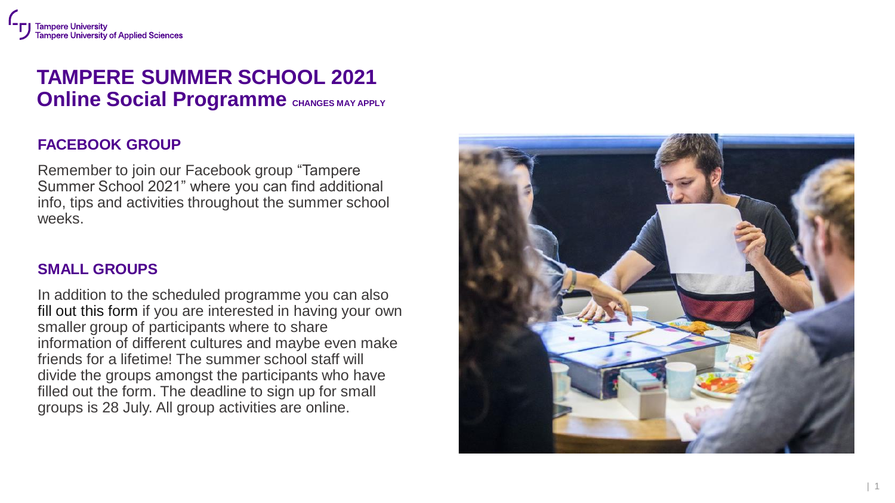# TAMPERE SUMMER SCHOOL 2021
## Online Social Programme CHANGES MAY APPLY

### FACEBOOK GROUP

Remember to join our Facebook group "Tampere Summer School 2021" where you can find additional info, tips and activities throughout the summer school weeks.

### SMALL GROUPS

In addition to the scheduled programme you can also fill out this form if you are interested in having your own smaller group of participants where to share information of different cultures and maybe even make friends for a lifetime! The summer school staff will divide the groups amongst the participants who have filled out the form. The deadline to sign up for small groups is 28 July. All group activities are online.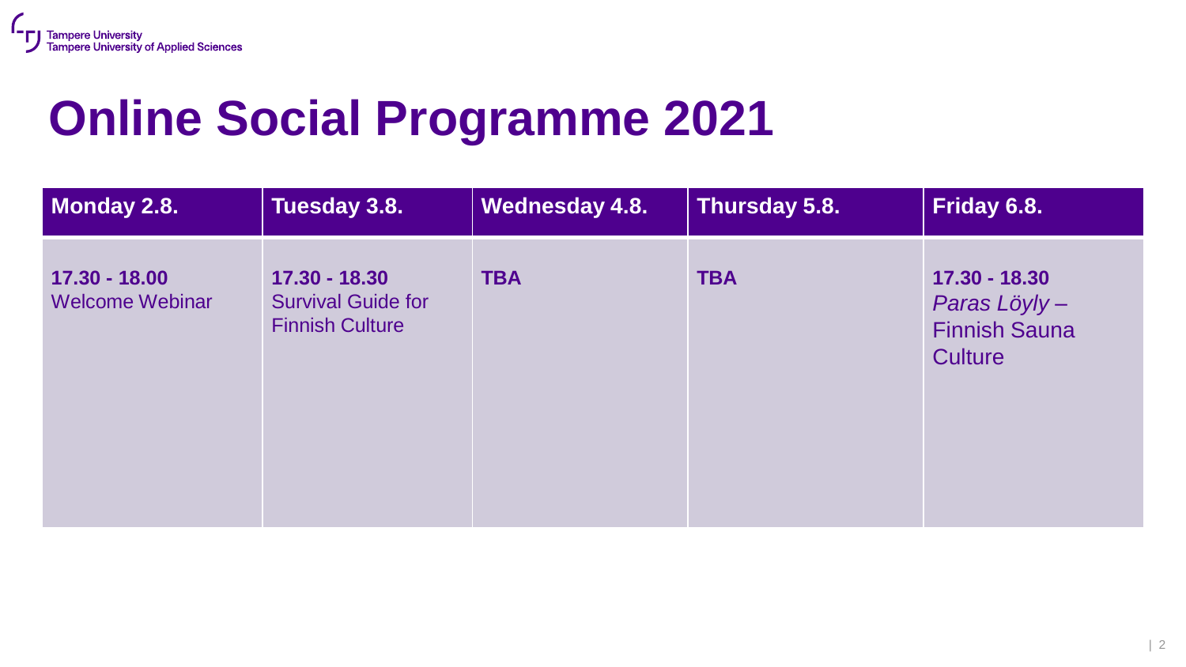# Online Social Programme 2021

| Monday 2.8. | Tuesday 3.8. | Wednesday 4.8. | Thursday 5.8. | Friday 6.8. |
|---|---|---|---|---|
| **17.30 - 18.00** Welcome Webinar | **17.30 - 18.30** Survival Guide for Finnish Culture | **TBA** | **TBA** | **17.30 - 18.30** *Paras Löyly* – Finnish Sauna Culture |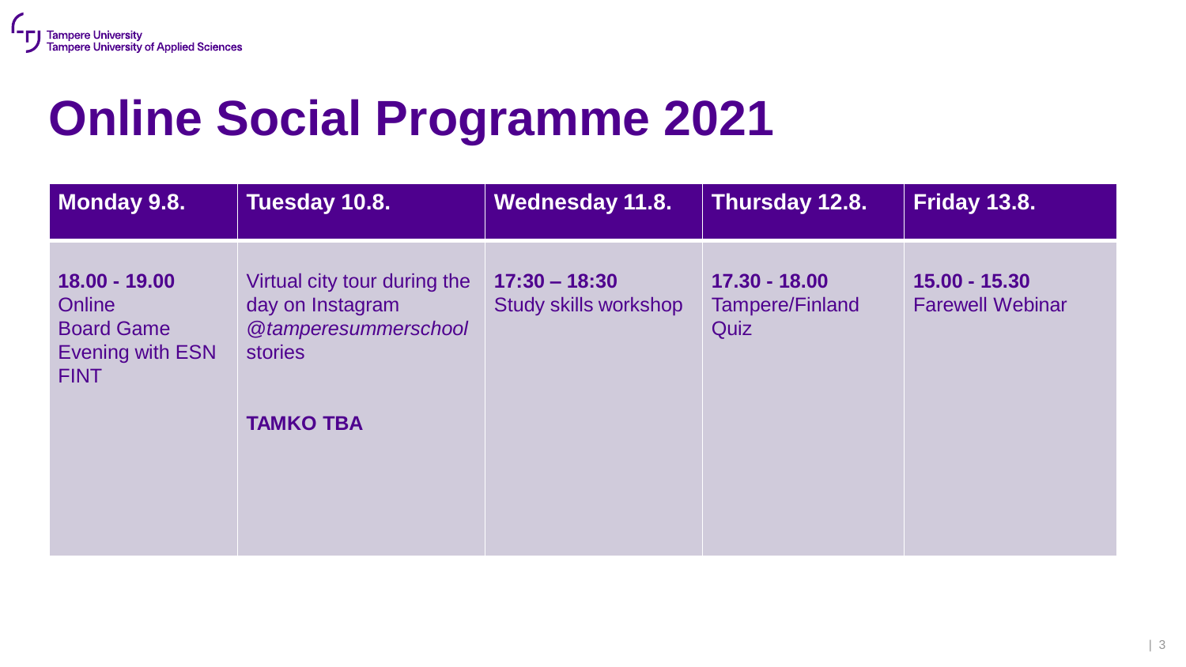# Online Social Programme 2021

| Monday 9.8. | Tuesday 10.8. | Wednesday 11.8. | Thursday 12.8. | Friday 13.8. |
|---|---|---|---|---|
| **18.00 - 19.00**<br>Online<br>Board Game<br>Evening with ESN<br>FINT | Virtual city tour during the day on Instagram *@tamperesummerschool* stories<br><br>**TAMKO TBA** | **17:30 – 18:30**<br>Study skills workshop | **17.30 - 18.00**<br>Tampere/Finland<br>Quiz | **15.00 - 15.30**<br>Farewell Webinar |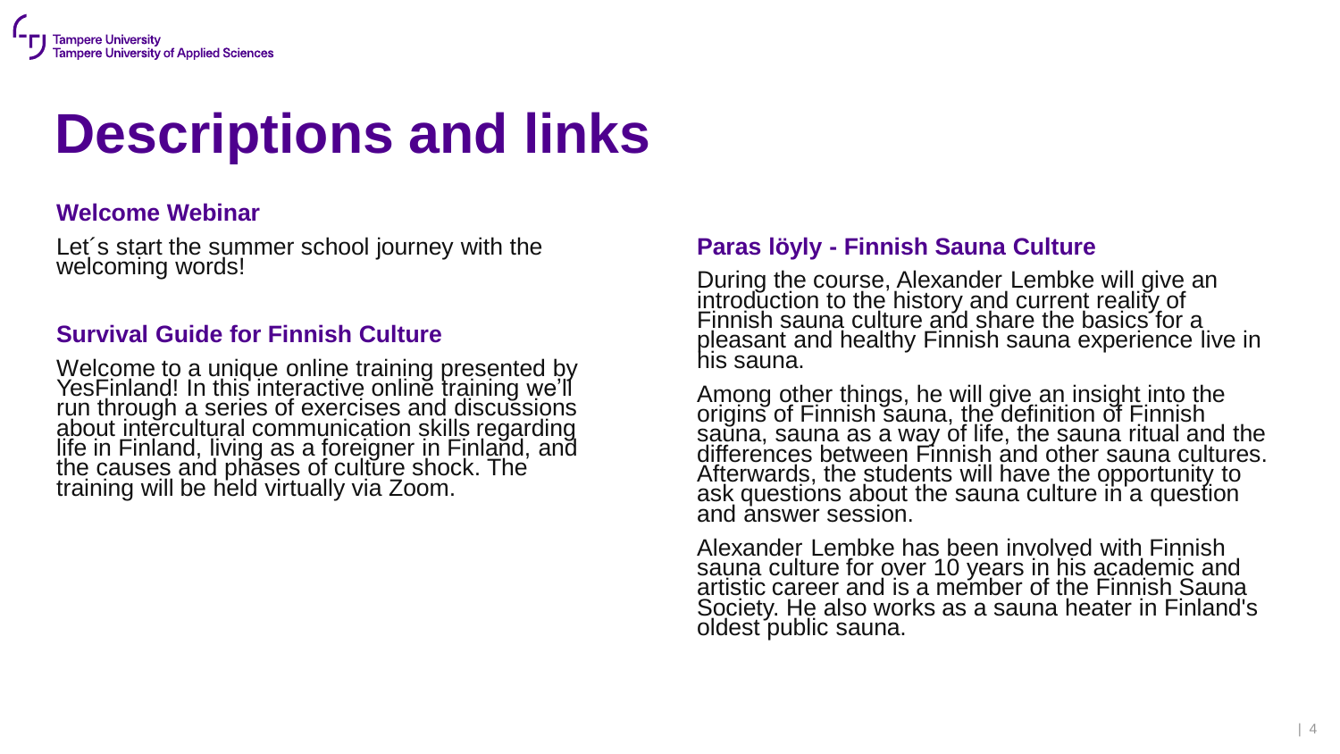# Descriptions and links

### Welcome Webinar

Let´s start the summer school journey with the welcoming words!

### Survival Guide for Finnish Culture

Welcome to a unique online training presented by YesFinland! In this interactive online training we'll run through a series of exercises and discussions about intercultural communication skills regarding life in Finland, living as a foreigner in Finland, and the causes and phases of culture shock. The training will be held virtually via Zoom.

### Paras löyly - Finnish Sauna Culture

During the course, Alexander Lembke will give an introduction to the history and current reality of Finnish sauna culture and share the basics for a pleasant and healthy Finnish sauna experience live in his sauna.

Among other things, he will give an insight into the origins of Finnish sauna, the definition of Finnish sauna, sauna as a way of life, the sauna ritual and the differences between Finnish and other sauna cultures. Afterwards, the students will have the opportunity to ask questions about the sauna culture in a question and answer session.

Alexander Lembke has been involved with Finnish sauna culture for over 10 years in his academic and artistic career and is a member of the Finnish Sauna Society. He also works as a sauna heater in Finland's oldest public sauna.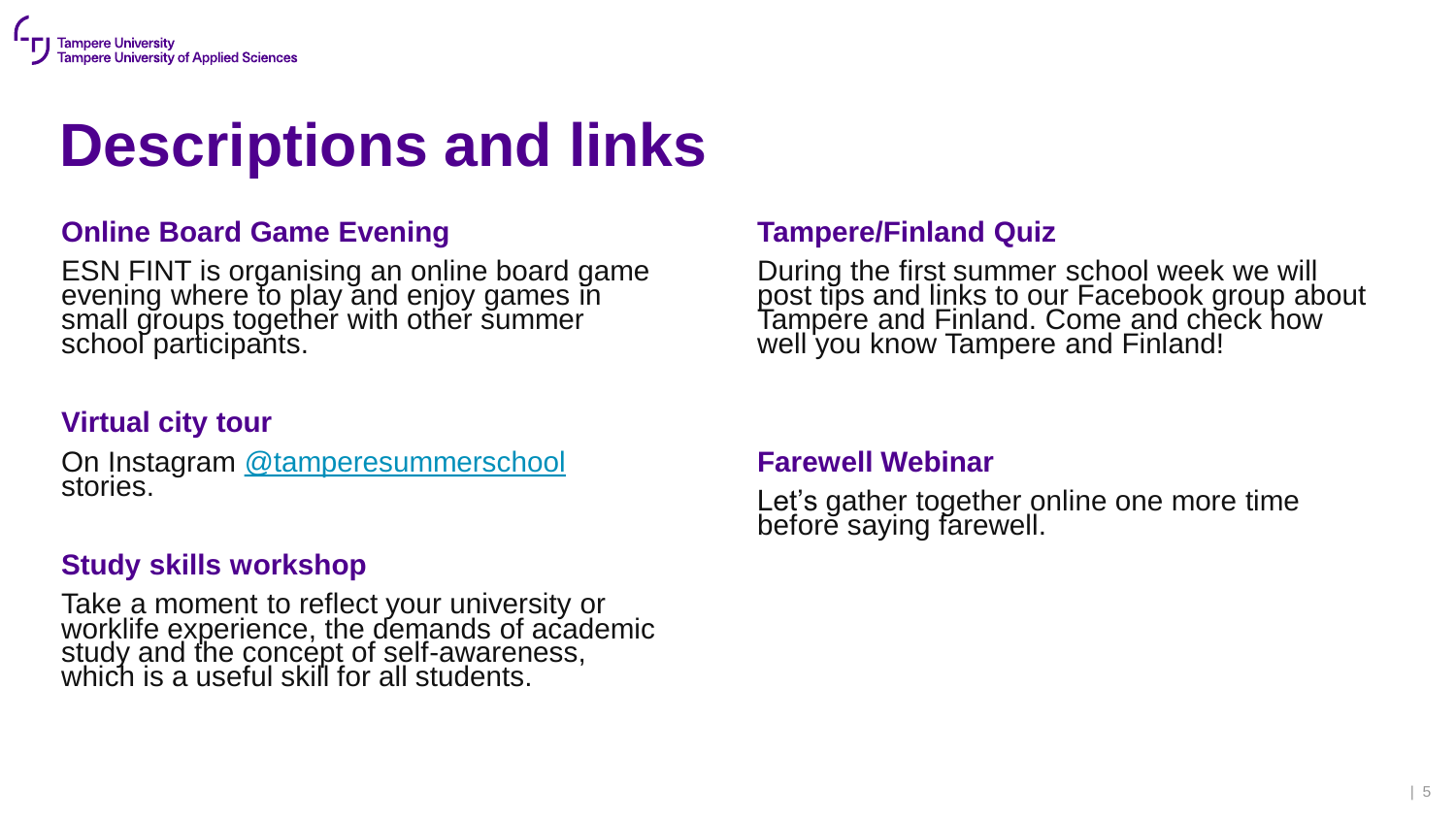# Descriptions and links

### Online Board Game Evening

ESN FINT is organising an online board game evening where to play and enjoy games in small groups together with other summer school participants.

### Virtual city tour

On Instagram @tamperesummerschool stories.

### Study skills workshop

Take a moment to reflect your university or worklife experience, the demands of academic study and the concept of self-awareness, which is a useful skill for all students.

### Tampere/Finland Quiz

During the first summer school week we will post tips and links to our Facebook group about Tampere and Finland. Come and check how well you know Tampere and Finland!

### Farewell Webinar

Let's gather together online one more time before saying farewell.